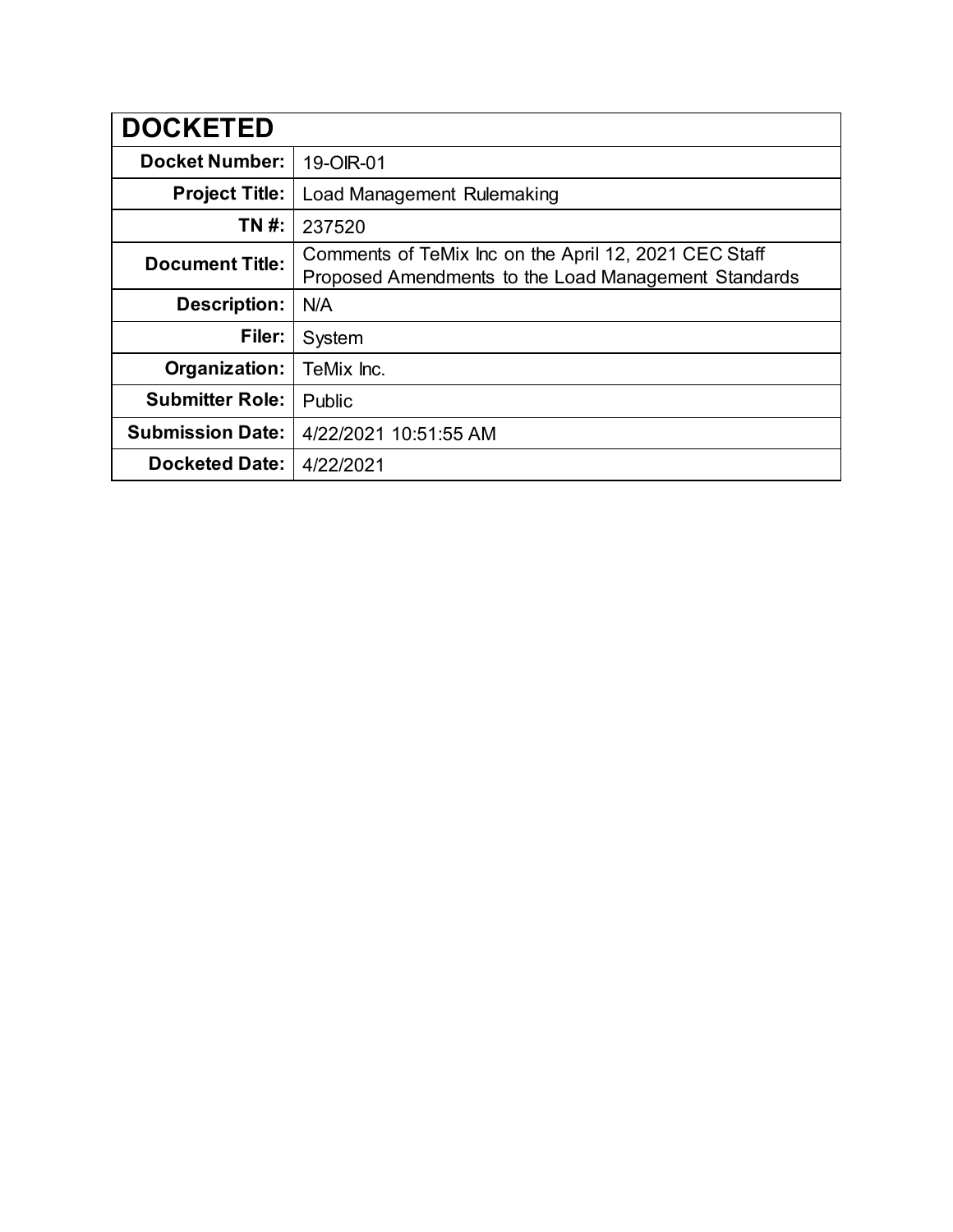| DOCKETED | |
|---|---|
| **Docket Number:** | 19-OIR-01 |
| **Project Title:** | Load Management Rulemaking |
| **TN #:** | 237520 |
| **Document Title:** | Comments of TeMix Inc on the April 12, 2021 CEC Staff Proposed Amendments to the Load Management Standards |
| **Description:** | N/A |
| **Filer:** | System |
| **Organization:** | TeMix Inc. |
| **Submitter Role:** | Public |
| **Submission Date:** | 4/22/2021 10:51:55 AM |
| **Docketed Date:** | 4/22/2021 |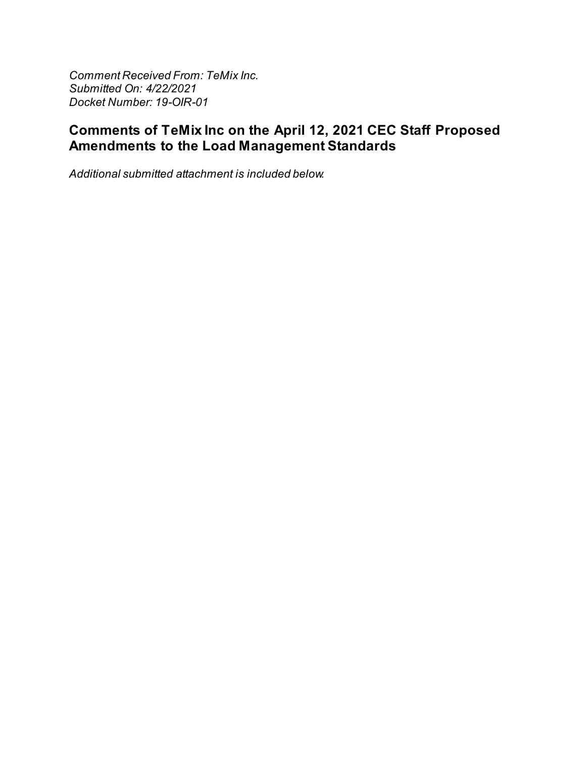*Comment Received From: TeMix Inc.*
*Submitted On: 4/22/2021*
*Docket Number: 19-OIR-01*

## Comments of TeMix Inc on the April 12, 2021 CEC Staff Proposed Amendments to the Load Management Standards

*Additional submitted attachment is included below.*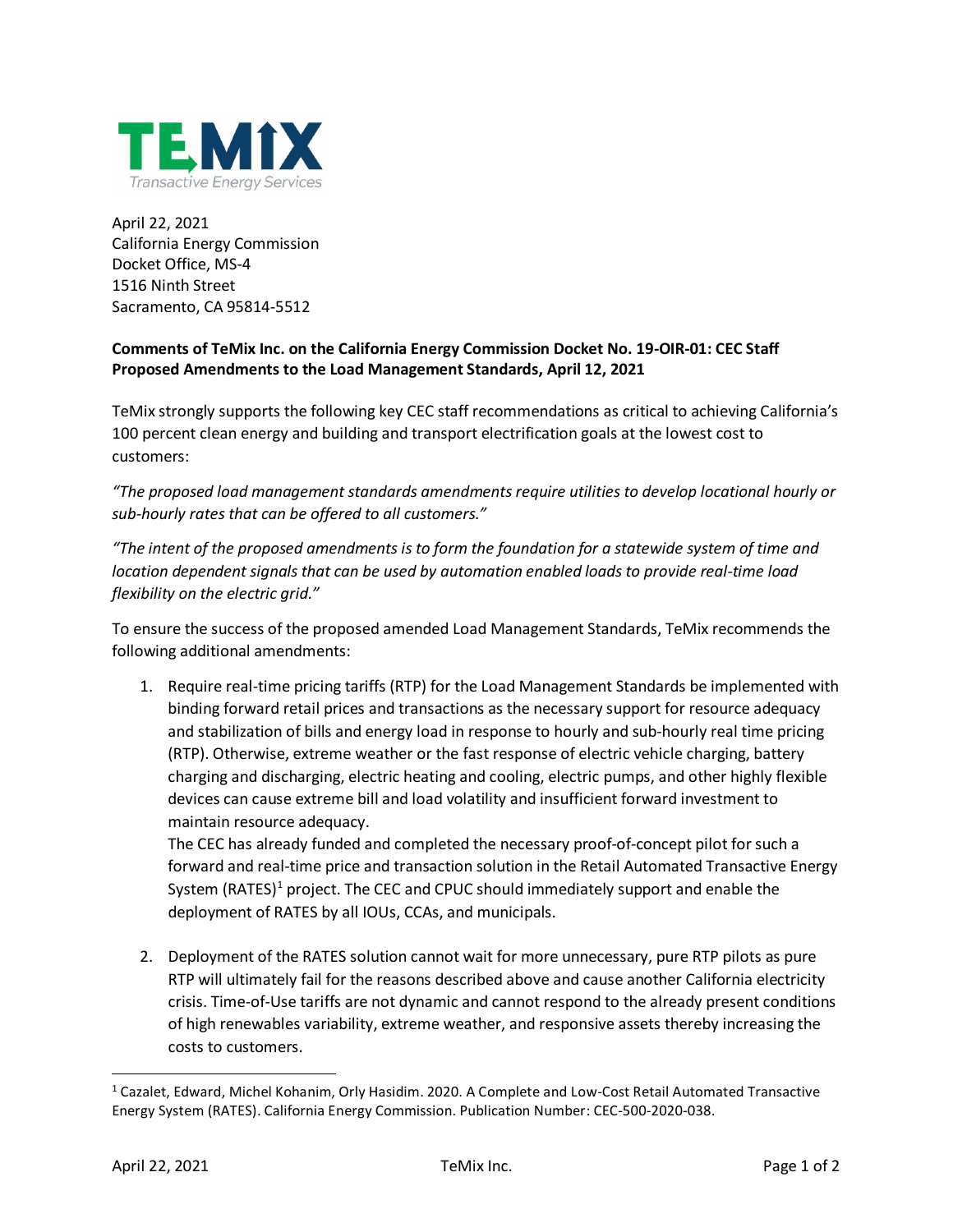TeMix
Transactive Energy Services

April 22, 2021
California Energy Commission
Docket Office, MS-4
1516 Ninth Street
Sacramento, CA 95814-5512

**Comments of TeMix Inc. on the California Energy Commission Docket No. 19-OIR-01: CEC Staff Proposed Amendments to the Load Management Standards, April 12, 2021**

TeMix strongly supports the following key CEC staff recommendations as critical to achieving California's 100 percent clean energy and building and transport electrification goals at the lowest cost to customers:

*"The proposed load management standards amendments require utilities to develop locational hourly or sub-hourly rates that can be offered to all customers."*

*"The intent of the proposed amendments is to form the foundation for a statewide system of time and location dependent signals that can be used by automation enabled loads to provide real-time load flexibility on the electric grid."*

To ensure the success of the proposed amended Load Management Standards, TeMix recommends the following additional amendments:

1. Require real-time pricing tariffs (RTP) for the Load Management Standards be implemented with binding forward retail prices and transactions as the necessary support for resource adequacy and stabilization of bills and energy load in response to hourly and sub-hourly real time pricing (RTP). Otherwise, extreme weather or the fast response of electric vehicle charging, battery charging and discharging, electric heating and cooling, electric pumps, and other highly flexible devices can cause extreme bill and load volatility and insufficient forward investment to maintain resource adequacy.
   The CEC has already funded and completed the necessary proof-of-concept pilot for such a forward and real-time price and transaction solution in the Retail Automated Transactive Energy System (RATES)[1] project. The CEC and CPUC should immediately support and enable the deployment of RATES by all IOUs, CCAs, and municipals.

2. Deployment of the RATES solution cannot wait for more unnecessary, pure RTP pilots as pure RTP will ultimately fail for the reasons described above and cause another California electricity crisis. Time-of-Use tariffs are not dynamic and cannot respond to the already present conditions of high renewables variability, extreme weather, and responsive assets thereby increasing the costs to customers.

[1] Cazalet, Edward, Michel Kohanim, Orly Hasidim. 2020. A Complete and Low-Cost Retail Automated Transactive Energy System (RATES). California Energy Commission. Publication Number: CEC-500-2020-038.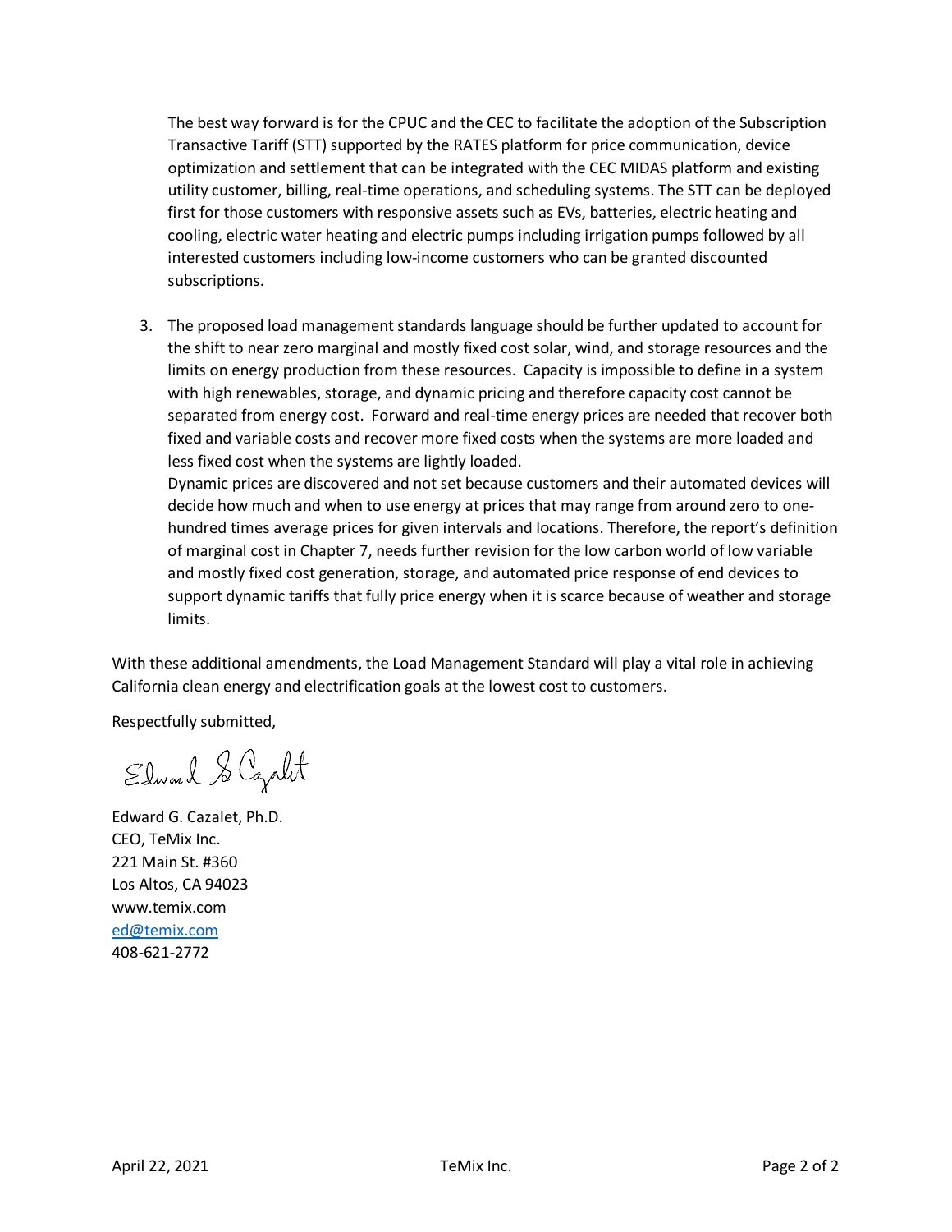The best way forward is for the CPUC and the CEC to facilitate the adoption of the Subscription Transactive Tariff (STT) supported by the RATES platform for price communication, device optimization and settlement that can be integrated with the CEC MIDAS platform and existing utility customer, billing, real-time operations, and scheduling systems. The STT can be deployed first for those customers with responsive assets such as EVs, batteries, electric heating and cooling, electric water heating and electric pumps including irrigation pumps followed by all interested customers including low-income customers who can be granted discounted subscriptions.

3. The proposed load management standards language should be further updated to account for the shift to near zero marginal and mostly fixed cost solar, wind, and storage resources and the limits on energy production from these resources. Capacity is impossible to define in a system with high renewables, storage, and dynamic pricing and therefore capacity cost cannot be separated from energy cost. Forward and real-time energy prices are needed that recover both fixed and variable costs and recover more fixed costs when the systems are more loaded and less fixed cost when the systems are lightly loaded.
   Dynamic prices are discovered and not set because customers and their automated devices will decide how much and when to use energy at prices that may range from around zero to one-hundred times average prices for given intervals and locations. Therefore, the report's definition of marginal cost in Chapter 7, needs further revision for the low carbon world of low variable and mostly fixed cost generation, storage, and automated price response of end devices to support dynamic tariffs that fully price energy when it is scarce because of weather and storage limits.

With these additional amendments, the Load Management Standard will play a vital role in achieving California clean energy and electrification goals at the lowest cost to customers.

Respectfully submitted,

Edward G. Cazalet, Ph.D.
CEO, TeMix Inc.
221 Main St. #360
Los Altos, CA 94023
www.temix.com
ed@temix.com
408-621-2772

April 22, 2021